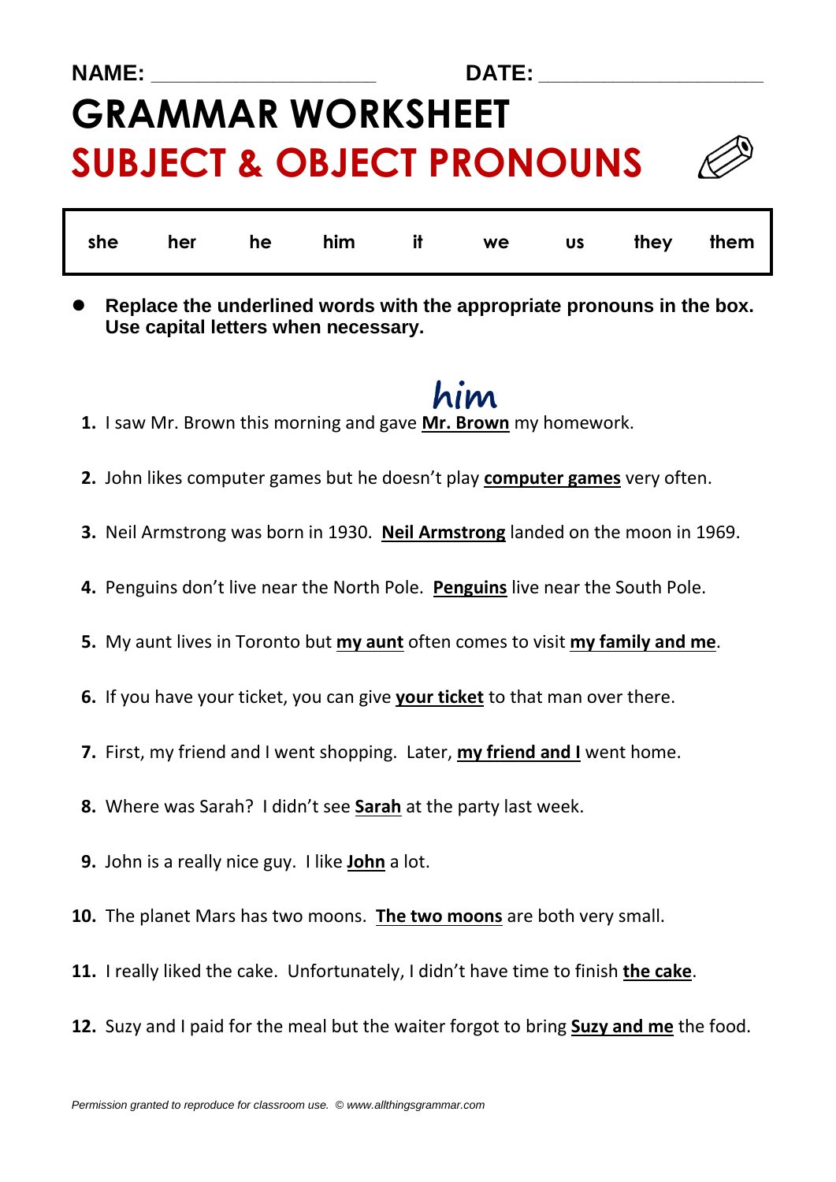NAME: ___________________ DATE: ___________________

# GRAMMAR WORKSHEET

## SUBJECT & OBJECT PRONOUNS

| | | | | | | | | |
|---|---|---|---|---|---|---|---|---|
| she | her | he | him | it | we | us | they | them |

- **Replace the underlined words with the appropriate pronouns in the box. Use capital letters when necessary.**

1. I saw Mr. Brown this morning and gave **Mr. Brown** my homework. *him*
2. John likes computer games but he doesn't play **computer games** very often.
3. Neil Armstrong was born in 1930. **Neil Armstrong** landed on the moon in 1969.
4. Penguins don't live near the North Pole. **Penguins** live near the South Pole.
5. My aunt lives in Toronto but **my aunt** often comes to visit **my family and me**.
6. If you have your ticket, you can give **your ticket** to that man over there.
7. First, my friend and I went shopping. Later, **my friend and I** went home.
8. Where was Sarah? I didn't see **Sarah** at the party last week.
9. John is a really nice guy. I like **John** a lot.
10. The planet Mars has two moons. **The two moons** are both very small.
11. I really liked the cake. Unfortunately, I didn't have time to finish **the cake**.
12. Suzy and I paid for the meal but the waiter forgot to bring **Suzy and me** the food.

*Permission granted to reproduce for classroom use. © www.allthingsgrammar.com*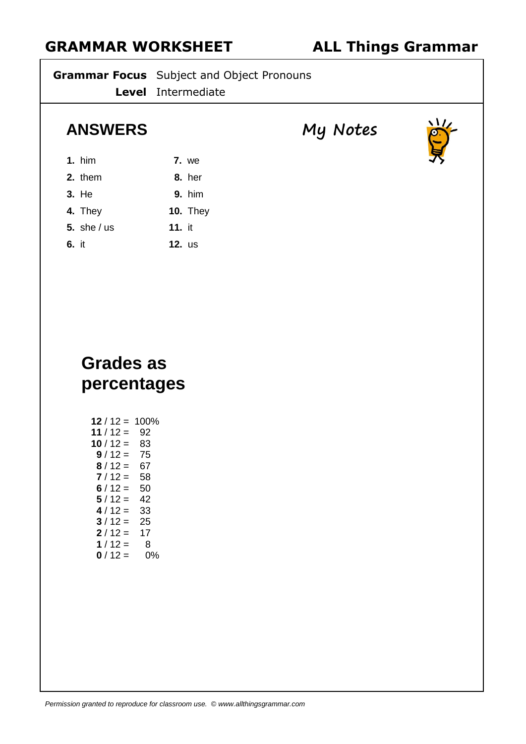# GRAMMAR WORKSHEET

**ALL Things Grammar**

**Grammar Focus** Subject and Object Pronouns
**Level** Intermediate

## ANSWERS

*My Notes*

**1.** him
**2.** them
**3.** He
**4.** They
**5.** she / us
**6.** it
**7.** we
**8.** her
**9.** him
**10.** They
**11.** it
**12.** us

## Grades as percentages

**12** / 12 = 100%
**11** / 12 = 92
**10** / 12 = 83
**9** / 12 = 75
**8** / 12 = 67
**7** / 12 = 58
**6** / 12 = 50
**5** / 12 = 42
**4** / 12 = 33
**3** / 12 = 25
**2** / 12 = 17
**1** / 12 = 8
**0** / 12 = 0%

*Permission granted to reproduce for classroom use. © www.allthingsgrammar.com*